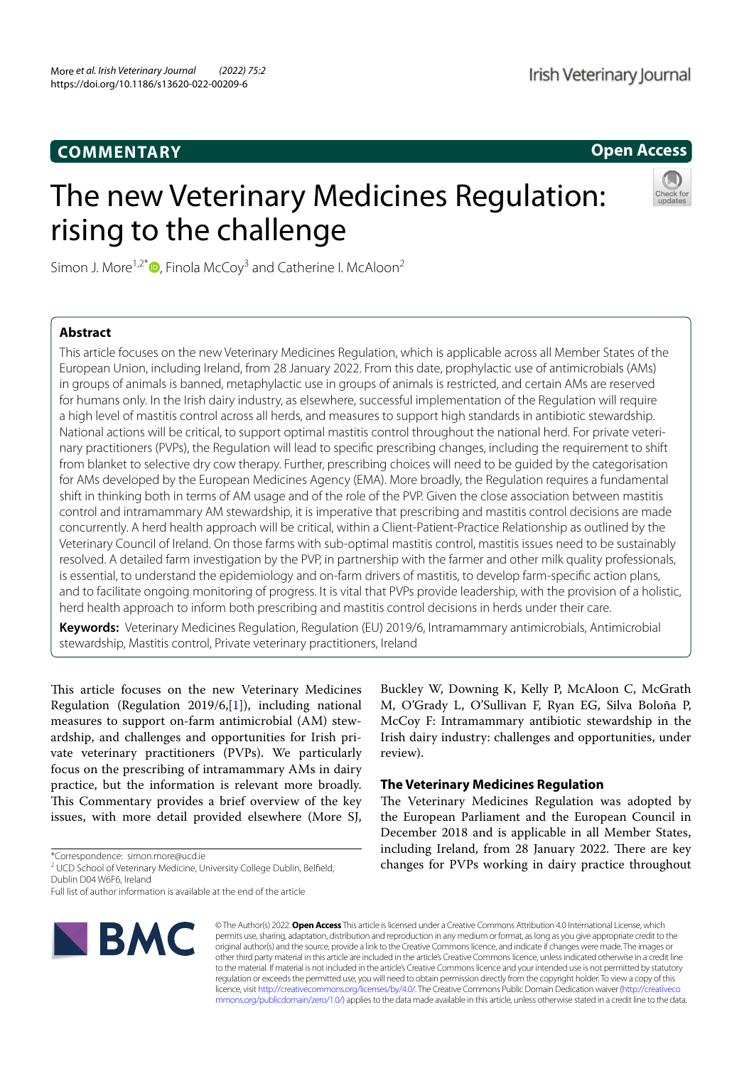COMMENTARY

Open Access

# The new Veterinary Medicines Regulation: rising to the challenge

Simon J. More[1,2*], Finola McCoy[3] and Catherine I. McAloon[2]

## Abstract

This article focuses on the new Veterinary Medicines Regulation, which is applicable across all Member States of the European Union, including Ireland, from 28 January 2022. From this date, prophylactic use of antimicrobials (AMs) in groups of animals is banned, metaphylactic use in groups of animals is restricted, and certain AMs are reserved for humans only. In the Irish dairy industry, as elsewhere, successful implementation of the Regulation will require a high level of mastitis control across all herds, and measures to support high standards in antibiotic stewardship. National actions will be critical, to support optimal mastitis control throughout the national herd. For private veterinary practitioners (PVPs), the Regulation will lead to specific prescribing changes, including the requirement to shift from blanket to selective dry cow therapy. Further, prescribing choices will need to be guided by the categorisation for AMs developed by the European Medicines Agency (EMA). More broadly, the Regulation requires a fundamental shift in thinking both in terms of AM usage and of the role of the PVP. Given the close association between mastitis control and intramammary AM stewardship, it is imperative that prescribing and mastitis control decisions are made concurrently. A herd health approach will be critical, within a Client-Patient-Practice Relationship as outlined by the Veterinary Council of Ireland. On those farms with sub-optimal mastitis control, mastitis issues need to be sustainably resolved. A detailed farm investigation by the PVP, in partnership with the farmer and other milk quality professionals, is essential, to understand the epidemiology and on-farm drivers of mastitis, to develop farm-specific action plans, and to facilitate ongoing monitoring of progress. It is vital that PVPs provide leadership, with the provision of a holistic, herd health approach to inform both prescribing and mastitis control decisions in herds under their care.

**Keywords:** Veterinary Medicines Regulation, Regulation (EU) 2019/6, Intramammary antimicrobials, Antimicrobial stewardship, Mastitis control, Private veterinary practitioners, Ireland

This article focuses on the new Veterinary Medicines Regulation (Regulation 2019/6,[1]), including national measures to support on-farm antimicrobial (AM) stewardship, and challenges and opportunities for Irish private veterinary practitioners (PVPs). We particularly focus on the prescribing of intramammary AMs in dairy practice, but the information is relevant more broadly. This Commentary provides a brief overview of the key issues, with more detail provided elsewhere (More SJ, Buckley W, Downing K, Kelly P, McAloon C, McGrath M, O'Grady L, O'Sullivan F, Ryan EG, Silva Boloña P, McCoy F: Intramammary antibiotic stewardship in the Irish dairy industry: challenges and opportunities, under review).

## The Veterinary Medicines Regulation

The Veterinary Medicines Regulation was adopted by the European Parliament and the European Council in December 2018 and is applicable in all Member States, including Ireland, from 28 January 2022. There are key changes for PVPs working in dairy practice throughout

*Correspondence: simon.more@ucd.ie
[2] UCD School of Veterinary Medicine, University College Dublin, Belfield, Dublin D04 W6F6, Ireland
Full list of author information is available at the end of the article

© The Author(s) 2022. **Open Access** This article is licensed under a Creative Commons Attribution 4.0 International License, which permits use, sharing, adaptation, distribution and reproduction in any medium or format, as long as you give appropriate credit to the original author(s) and the source, provide a link to the Creative Commons licence, and indicate if changes were made. The images or other third party material in this article are included in the article's Creative Commons licence, unless indicated otherwise in a credit line to the material. If material is not included in the article's Creative Commons licence and your intended use is not permitted by statutory regulation or exceeds the permitted use, you will need to obtain permission directly from the copyright holder. To view a copy of this licence, visit http://creativecommons.org/licenses/by/4.0/. The Creative Commons Public Domain Dedication waiver (http://creativecommons.org/publicdomain/zero/1.0/) applies to the data made available in this article, unless otherwise stated in a credit line to the data.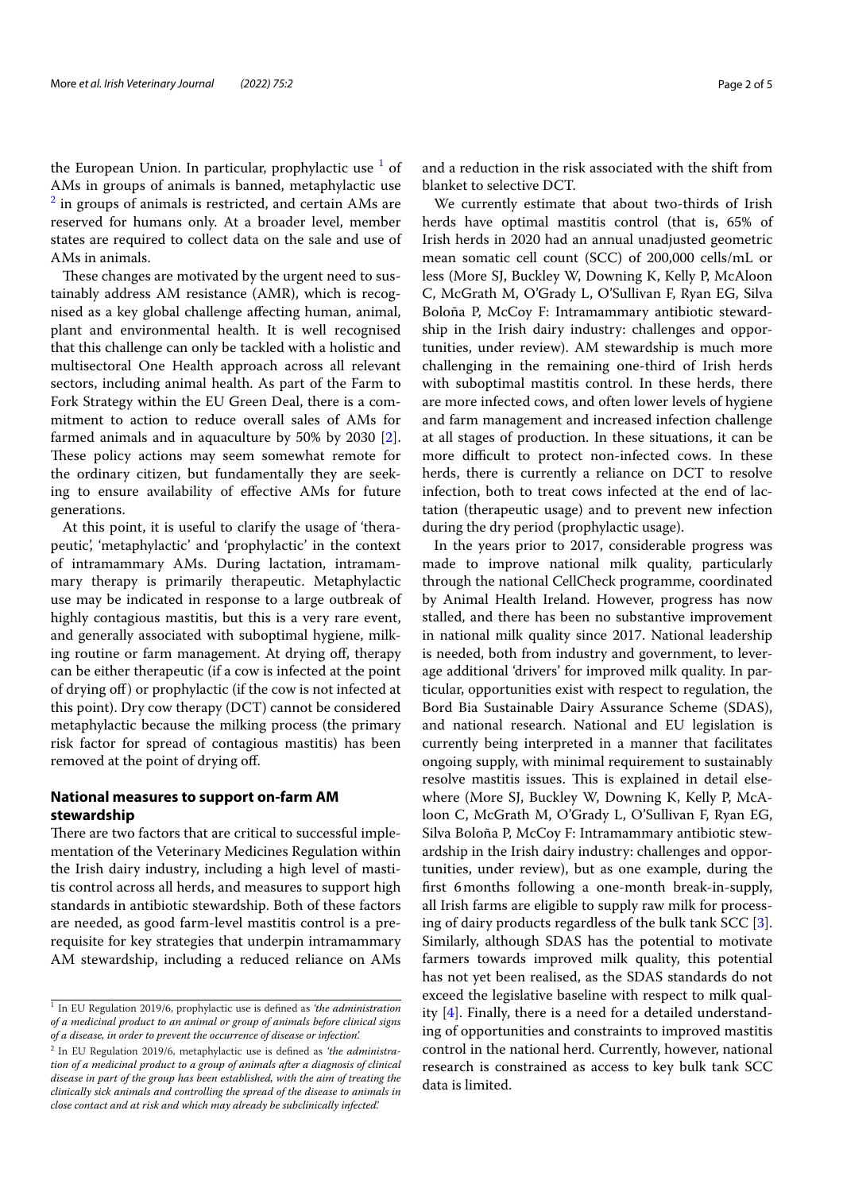the European Union. In particular, prophylactic use [1] of AMs in groups of animals is banned, metaphylactic use [2] in groups of animals is restricted, and certain AMs are reserved for humans only. At a broader level, member states are required to collect data on the sale and use of AMs in animals.

These changes are motivated by the urgent need to sustainably address AM resistance (AMR), which is recognised as a key global challenge affecting human, animal, plant and environmental health. It is well recognised that this challenge can only be tackled with a holistic and multisectoral One Health approach across all relevant sectors, including animal health. As part of the Farm to Fork Strategy within the EU Green Deal, there is a commitment to action to reduce overall sales of AMs for farmed animals and in aquaculture by 50% by 2030 [2]. These policy actions may seem somewhat remote for the ordinary citizen, but fundamentally they are seeking to ensure availability of effective AMs for future generations.

At this point, it is useful to clarify the usage of 'therapeutic', 'metaphylactic' and 'prophylactic' in the context of intramammary AMs. During lactation, intramammary therapy is primarily therapeutic. Metaphylactic use may be indicated in response to a large outbreak of highly contagious mastitis, but this is a very rare event, and generally associated with suboptimal hygiene, milking routine or farm management. At drying off, therapy can be either therapeutic (if a cow is infected at the point of drying off) or prophylactic (if the cow is not infected at this point). Dry cow therapy (DCT) cannot be considered metaphylactic because the milking process (the primary risk factor for spread of contagious mastitis) has been removed at the point of drying off.

## National measures to support on-farm AM stewardship

There are two factors that are critical to successful implementation of the Veterinary Medicines Regulation within the Irish dairy industry, including a high level of mastitis control across all herds, and measures to support high standards in antibiotic stewardship. Both of these factors are needed, as good farm-level mastitis control is a prerequisite for key strategies that underpin intramammary AM stewardship, including a reduced reliance on AMs and a reduction in the risk associated with the shift from blanket to selective DCT.

We currently estimate that about two-thirds of Irish herds have optimal mastitis control (that is, 65% of Irish herds in 2020 had an annual unadjusted geometric mean somatic cell count (SCC) of 200,000 cells/mL or less (More SJ, Buckley W, Downing K, Kelly P, McAloon C, McGrath M, O'Grady L, O'Sullivan F, Ryan EG, Silva Boloña P, McCoy F: Intramammary antibiotic stewardship in the Irish dairy industry: challenges and opportunities, under review). AM stewardship is much more challenging in the remaining one-third of Irish herds with suboptimal mastitis control. In these herds, there are more infected cows, and often lower levels of hygiene and farm management and increased infection challenge at all stages of production. In these situations, it can be more difficult to protect non-infected cows. In these herds, there is currently a reliance on DCT to resolve infection, both to treat cows infected at the end of lactation (therapeutic usage) and to prevent new infection during the dry period (prophylactic usage).

In the years prior to 2017, considerable progress was made to improve national milk quality, particularly through the national CellCheck programme, coordinated by Animal Health Ireland. However, progress has now stalled, and there has been no substantive improvement in national milk quality since 2017. National leadership is needed, both from industry and government, to leverage additional 'drivers' for improved milk quality. In particular, opportunities exist with respect to regulation, the Bord Bia Sustainable Dairy Assurance Scheme (SDAS), and national research. National and EU legislation is currently being interpreted in a manner that facilitates ongoing supply, with minimal requirement to sustainably resolve mastitis issues. This is explained in detail elsewhere (More SJ, Buckley W, Downing K, Kelly P, McAloon C, McGrath M, O'Grady L, O'Sullivan F, Ryan EG, Silva Boloña P, McCoy F: Intramammary antibiotic stewardship in the Irish dairy industry: challenges and opportunities, under review), but as one example, during the first 6 months following a one-month break-in-supply, all Irish farms are eligible to supply raw milk for processing of dairy products regardless of the bulk tank SCC [3]. Similarly, although SDAS has the potential to motivate farmers towards improved milk quality, this potential has not yet been realised, as the SDAS standards do not exceed the legislative baseline with respect to milk quality [4]. Finally, there is a need for a detailed understanding of opportunities and constraints to improved mastitis control in the national herd. Currently, however, national research is constrained as access to key bulk tank SCC data is limited.

[1] In EU Regulation 2019/6, prophylactic use is defined as *'the administration of a medicinal product to an animal or group of animals before clinical signs of a disease, in order to prevent the occurrence of disease or infection'.*

[2] In EU Regulation 2019/6, metaphylactic use is defined as *'the administration of a medicinal product to a group of animals after a diagnosis of clinical disease in part of the group has been established, with the aim of treating the clinically sick animals and controlling the spread of the disease to animals in close contact and at risk and which may already be subclinically infected'.*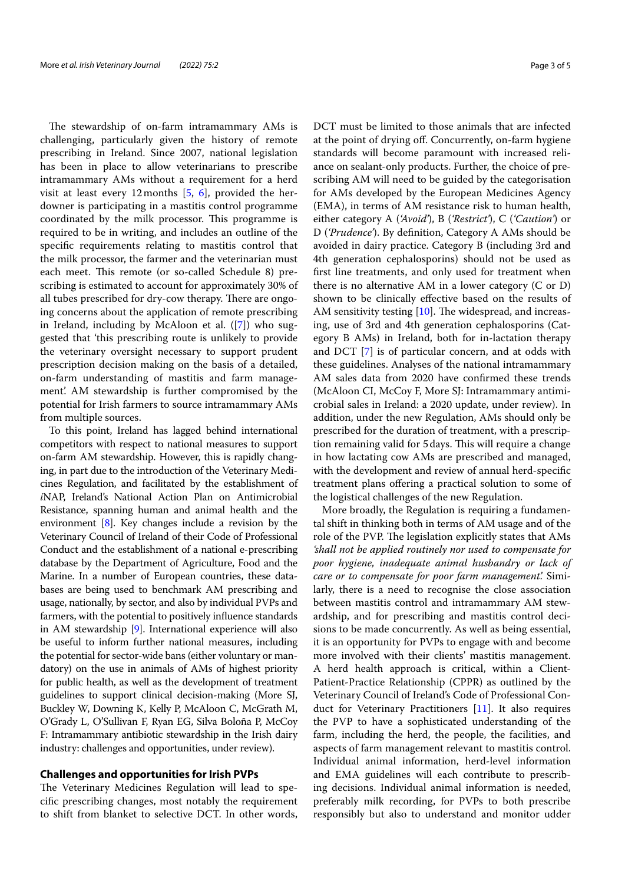The stewardship of on-farm intramammary AMs is challenging, particularly given the history of remote prescribing in Ireland. Since 2007, national legislation has been in place to allow veterinarians to prescribe intramammary AMs without a requirement for a herd visit at least every 12 months [5, 6], provided the herdowner is participating in a mastitis control programme coordinated by the milk processor. This programme is required to be in writing, and includes an outline of the specific requirements relating to mastitis control that the milk processor, the farmer and the veterinarian must each meet. This remote (or so-called Schedule 8) prescribing is estimated to account for approximately 30% of all tubes prescribed for dry-cow therapy. There are ongoing concerns about the application of remote prescribing in Ireland, including by McAloon et al. ([7]) who suggested that 'this prescribing route is unlikely to provide the veterinary oversight necessary to support prudent prescription decision making on the basis of a detailed, on-farm understanding of mastitis and farm management'. AM stewardship is further compromised by the potential for Irish farmers to source intramammary AMs from multiple sources.

To this point, Ireland has lagged behind international competitors with respect to national measures to support on-farm AM stewardship. However, this is rapidly changing, in part due to the introduction of the Veterinary Medicines Regulation, and facilitated by the establishment of *i*NAP, Ireland's National Action Plan on Antimicrobial Resistance, spanning human and animal health and the environment [8]. Key changes include a revision by the Veterinary Council of Ireland of their Code of Professional Conduct and the establishment of a national e-prescribing database by the Department of Agriculture, Food and the Marine. In a number of European countries, these databases are being used to benchmark AM prescribing and usage, nationally, by sector, and also by individual PVPs and farmers, with the potential to positively influence standards in AM stewardship [9]. International experience will also be useful to inform further national measures, including the potential for sector-wide bans (either voluntary or mandatory) on the use in animals of AMs of highest priority for public health, as well as the development of treatment guidelines to support clinical decision-making (More SJ, Buckley W, Downing K, Kelly P, McAloon C, McGrath M, O'Grady L, O'Sullivan F, Ryan EG, Silva Boloña P, McCoy F: Intramammary antibiotic stewardship in the Irish dairy industry: challenges and opportunities, under review).

## Challenges and opportunities for Irish PVPs

The Veterinary Medicines Regulation will lead to specific prescribing changes, most notably the requirement to shift from blanket to selective DCT. In other words, DCT must be limited to those animals that are infected at the point of drying off. Concurrently, on-farm hygiene standards will become paramount with increased reliance on sealant-only products. Further, the choice of prescribing AM will need to be guided by the categorisation for AMs developed by the European Medicines Agency (EMA), in terms of AM resistance risk to human health, either category A (*'Avoid'*), B (*'Restrict'*), C (*'Caution'*) or D (*'Prudence'*). By definition, Category A AMs should be avoided in dairy practice. Category B (including 3rd and 4th generation cephalosporins) should not be used as first line treatments, and only used for treatment when there is no alternative AM in a lower category (C or D) shown to be clinically effective based on the results of AM sensitivity testing [10]. The widespread, and increasing, use of 3rd and 4th generation cephalosporins (Category B AMs) in Ireland, both for in-lactation therapy and DCT [7] is of particular concern, and at odds with these guidelines. Analyses of the national intramammary AM sales data from 2020 have confirmed these trends (McAloon CI, McCoy F, More SJ: Intramammary antimicrobial sales in Ireland: a 2020 update, under review). In addition, under the new Regulation, AMs should only be prescribed for the duration of treatment, with a prescription remaining valid for 5 days. This will require a change in how lactating cow AMs are prescribed and managed, with the development and review of annual herd-specific treatment plans offering a practical solution to some of the logistical challenges of the new Regulation.

More broadly, the Regulation is requiring a fundamental shift in thinking both in terms of AM usage and of the role of the PVP. The legislation explicitly states that AMs *'shall not be applied routinely nor used to compensate for poor hygiene, inadequate animal husbandry or lack of care or to compensate for poor farm management'.* Similarly, there is a need to recognise the close association between mastitis control and intramammary AM stewardship, and for prescribing and mastitis control decisions to be made concurrently. As well as being essential, it is an opportunity for PVPs to engage with and become more involved with their clients' mastitis management. A herd health approach is critical, within a Client-Patient-Practice Relationship (CPPR) as outlined by the Veterinary Council of Ireland's Code of Professional Conduct for Veterinary Practitioners [11]. It also requires the PVP to have a sophisticated understanding of the farm, including the herd, the people, the facilities, and aspects of farm management relevant to mastitis control. Individual animal information, herd-level information and EMA guidelines will each contribute to prescribing decisions. Individual animal information is needed, preferably milk recording, for PVPs to both prescribe responsibly but also to understand and monitor udder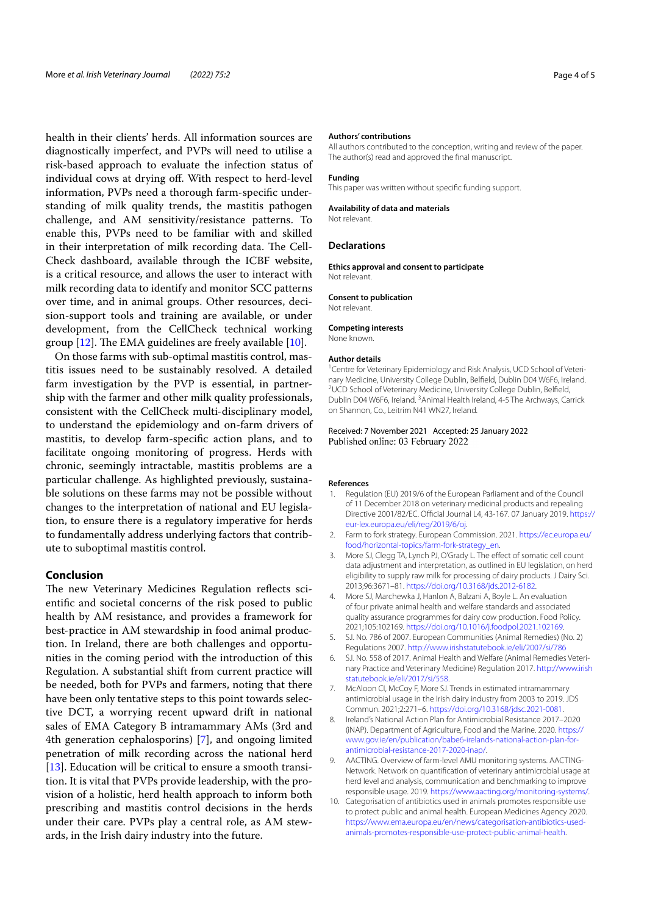health in their clients' herds. All information sources are diagnostically imperfect, and PVPs will need to utilise a risk-based approach to evaluate the infection status of individual cows at drying off. With respect to herd-level information, PVPs need a thorough farm-specific understanding of milk quality trends, the mastitis pathogen challenge, and AM sensitivity/resistance patterns. To enable this, PVPs need to be familiar with and skilled in their interpretation of milk recording data. The CellCheck dashboard, available through the ICBF website, is a critical resource, and allows the user to interact with milk recording data to identify and monitor SCC patterns over time, and in animal groups. Other resources, decision-support tools and training are available, or under development, from the CellCheck technical working group [12]. The EMA guidelines are freely available [10].

On those farms with sub-optimal mastitis control, mastitis issues need to be sustainably resolved. A detailed farm investigation by the PVP is essential, in partnership with the farmer and other milk quality professionals, consistent with the CellCheck multi-disciplinary model, to understand the epidemiology and on-farm drivers of mastitis, to develop farm-specific action plans, and to facilitate ongoing monitoring of progress. Herds with chronic, seemingly intractable, mastitis problems are a particular challenge. As highlighted previously, sustainable solutions on these farms may not be possible without changes to the interpretation of national and EU legislation, to ensure there is a regulatory imperative for herds to fundamentally address underlying factors that contribute to suboptimal mastitis control.

## Conclusion

The new Veterinary Medicines Regulation reflects scientific and societal concerns of the risk posed to public health by AM resistance, and provides a framework for best-practice in AM stewardship in food animal production. In Ireland, there are both challenges and opportunities in the coming period with the introduction of this Regulation. A substantial shift from current practice will be needed, both for PVPs and farmers, noting that there have been only tentative steps to this point towards selective DCT, a worrying recent upward drift in national sales of EMA Category B intramammary AMs (3rd and 4th generation cephalosporins) [7], and ongoing limited penetration of milk recording across the national herd [13]. Education will be critical to ensure a smooth transition. It is vital that PVPs provide leadership, with the provision of a holistic, herd health approach to inform both prescribing and mastitis control decisions in the herds under their care. PVPs play a central role, as AM stewards, in the Irish dairy industry into the future.

#### Authors' contributions

All authors contributed to the conception, writing and review of the paper. The author(s) read and approved the final manuscript.

#### Funding

This paper was written without specific funding support.

#### Availability of data and materials

Not relevant.

### Declarations

#### Ethics approval and consent to participate

Not relevant.

#### Consent to publication

Not relevant.

#### Competing interests

None known.

#### Author details

[1] Centre for Veterinary Epidemiology and Risk Analysis, UCD School of Veterinary Medicine, University College Dublin, Belfield, Dublin D04 W6F6, Ireland. [2] UCD School of Veterinary Medicine, University College Dublin, Belfield, Dublin D04 W6F6, Ireland. [3] Animal Health Ireland, 4-5 The Archways, Carrick on Shannon, Co., Leitrim N41 WN27, Ireland.

Received: 7 November 2021 Accepted: 25 January 2022
Published online: 03 February 2022

#### References

1. Regulation (EU) 2019/6 of the European Parliament and of the Council of 11 December 2018 on veterinary medicinal products and repealing Directive 2001/82/EC. Official Journal L4, 43-167. 07 January 2019. https://eur-lex.europa.eu/eli/reg/2019/6/oj.
2. Farm to fork strategy. European Commission. 2021. https://ec.europa.eu/food/horizontal-topics/farm-fork-strategy_en.
3. More SJ, Clegg TA, Lynch PJ, O'Grady L. The effect of somatic cell count data adjustment and interpretation, as outlined in EU legislation, on herd eligibility to supply raw milk for processing of dairy products. J Dairy Sci. 2013;96:3671–81. https://doi.org/10.3168/jds.2012-6182.
4. More SJ, Marchewka J, Hanlon A, Balzani A, Boyle L. An evaluation of four private animal health and welfare standards and associated quality assurance programmes for dairy cow production. Food Policy. 2021;105:102169. https://doi.org/10.1016/j.foodpol.2021.102169.
5. S.I. No. 786 of 2007. European Communities (Animal Remedies) (No. 2) Regulations 2007. http://www.irishstatutebook.ie/eli/2007/si/786
6. S.I. No. 558 of 2017. Animal Health and Welfare (Animal Remedies Veterinary Practice and Veterinary Medicine) Regulation 2017. http://www.irishstatutebook.ie/eli/2017/si/558.
7. McAloon CI, McCoy F, More SJ. Trends in estimated intramammary antimicrobial usage in the Irish dairy industry from 2003 to 2019. JDS Commun. 2021;2:271–6. https://doi.org/10.3168/jdsc.2021-0081.
8. Ireland's National Action Plan for Antimicrobial Resistance 2017–2020 (iNAP). Department of Agriculture, Food and the Marine. 2020. https://www.gov.ie/en/publication/babe6-irelands-national-action-plan-for-antimicrobial-resistance-2017-2020-inap/.
9. AACTING. Overview of farm-level AMU monitoring systems. AACTING-Network. Network on quantification of veterinary antimicrobial usage at herd level and analysis, communication and benchmarking to improve responsible usage. 2019. https://www.aacting.org/monitoring-systems/.
10. Categorisation of antibiotics used in animals promotes responsible use to protect public and animal health. European Medicines Agency 2020. https://www.ema.europa.eu/en/news/categorisation-antibiotics-used-animals-promotes-responsible-use-protect-public-animal-health.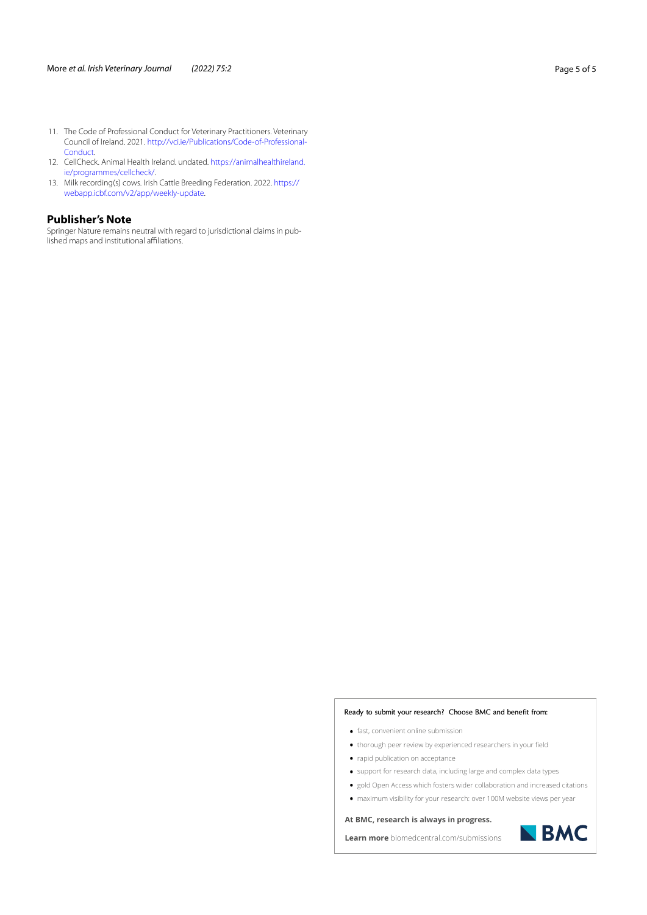11. The Code of Professional Conduct for Veterinary Practitioners. Veterinary Council of Ireland. 2021. http://vci.ie/Publications/Code-of-Professional-Conduct.
12. CellCheck. Animal Health Ireland. undated. https://animalhealthireland.ie/programmes/cellcheck/.
13. Milk recording(s) cows. Irish Cattle Breeding Federation. 2022. https://webapp.icbf.com/v2/app/weekly-update.

## Publisher's Note

Springer Nature remains neutral with regard to jurisdictional claims in published maps and institutional affiliations.

Ready to submit your research? Choose BMC and benefit from:

- fast, convenient online submission
- thorough peer review by experienced researchers in your field
- rapid publication on acceptance
- support for research data, including large and complex data types
- gold Open Access which fosters wider collaboration and increased citations
- maximum visibility for your research: over 100M website views per year

**At BMC, research is always in progress.**

**Learn more** biomedcentral.com/submissions

BMC